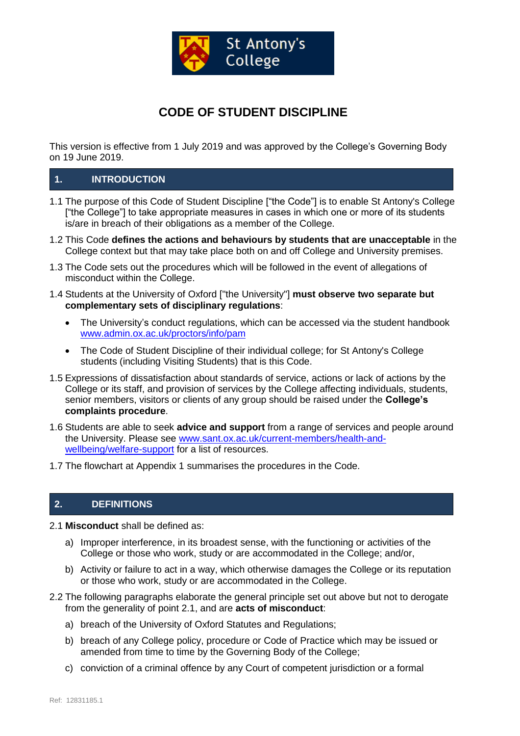St Antony's College

# CODE OF STUDENT DISCIPLINE

This version is effective from 1 July 2019 and was approved by the College's Governing Body on 19 June 2019.

## 1. INTRODUCTION

1.1 The purpose of this Code of Student Discipline ["the Code"] is to enable St Antony's College ["the College"] to take appropriate measures in cases in which one or more of its students is/are in breach of their obligations as a member of the College.

1.2 This Code **defines the actions and behaviours by students that are unacceptable** in the College context but that may take place both on and off College and University premises.

1.3 The Code sets out the procedures which will be followed in the event of allegations of misconduct within the College.

1.4 Students at the University of Oxford ["the University"] **must observe two separate but complementary sets of disciplinary regulations**:

- The University's conduct regulations, which can be accessed via the student handbook [www.admin.ox.ac.uk/proctors/info/pam](http://www.admin.ox.ac.uk/proctors/info/pam)
- The Code of Student Discipline of their individual college; for St Antony's College students (including Visiting Students) that is this Code.

1.5 Expressions of dissatisfaction about standards of service, actions or lack of actions by the College or its staff, and provision of services by the College affecting individuals, students, senior members, visitors or clients of any group should be raised under the **College's complaints procedure**.

1.6 Students are able to seek **advice and support** from a range of services and people around the University. Please see [www.sant.ox.ac.uk/current-members/health-and-wellbeing/welfare-support](http://www.sant.ox.ac.uk/current-members/health-and-wellbeing/welfare-support) for a list of resources.

1.7 The flowchart at Appendix 1 summarises the procedures in the Code.

## 2. DEFINITIONS

2.1 **Misconduct** shall be defined as:

a) Improper interference, in its broadest sense, with the functioning or activities of the College or those who work, study or are accommodated in the College; and/or,

b) Activity or failure to act in a way, which otherwise damages the College or its reputation or those who work, study or are accommodated in the College.

2.2 The following paragraphs elaborate the general principle set out above but not to derogate from the generality of point 2.1, and are **acts of misconduct**:

a) breach of the University of Oxford Statutes and Regulations;

b) breach of any College policy, procedure or Code of Practice which may be issued or amended from time to time by the Governing Body of the College;

c) conviction of a criminal offence by any Court of competent jurisdiction or a formal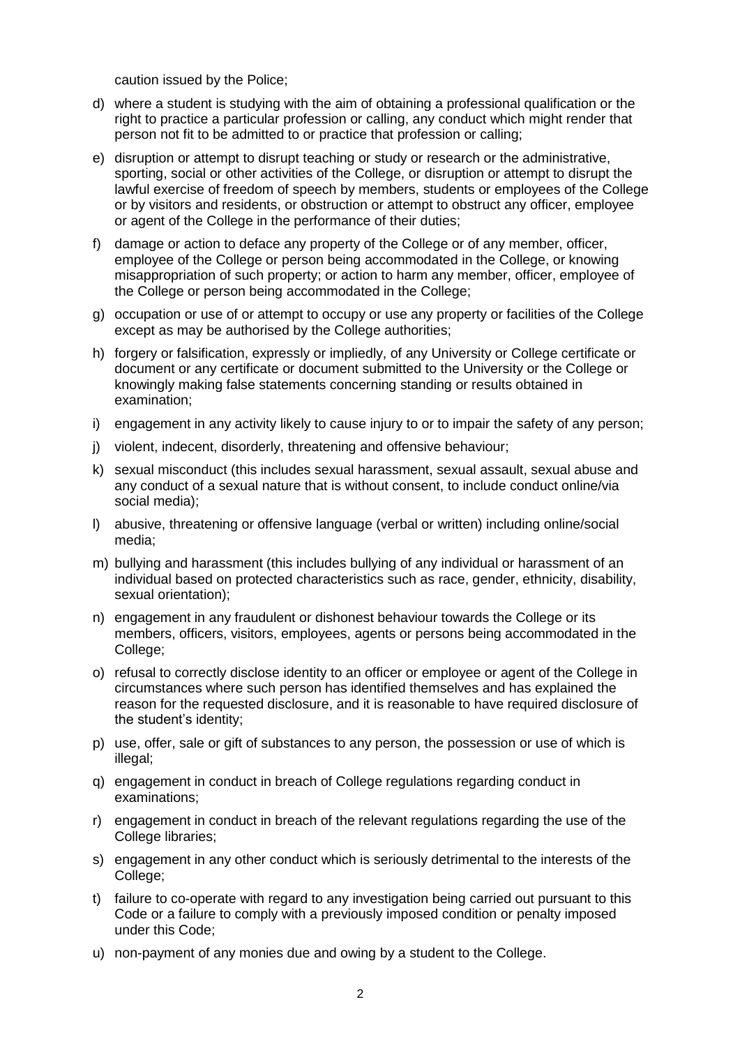caution issued by the Police;

d) where a student is studying with the aim of obtaining a professional qualification or the right to practice a particular profession or calling, any conduct which might render that person not fit to be admitted to or practice that profession or calling;

e) disruption or attempt to disrupt teaching or study or research or the administrative, sporting, social or other activities of the College, or disruption or attempt to disrupt the lawful exercise of freedom of speech by members, students or employees of the College or by visitors and residents, or obstruction or attempt to obstruct any officer, employee or agent of the College in the performance of their duties;

f) damage or action to deface any property of the College or of any member, officer, employee of the College or person being accommodated in the College, or knowing misappropriation of such property; or action to harm any member, officer, employee of the College or person being accommodated in the College;

g) occupation or use of or attempt to occupy or use any property or facilities of the College except as may be authorised by the College authorities;

h) forgery or falsification, expressly or impliedly, of any University or College certificate or document or any certificate or document submitted to the University or the College or knowingly making false statements concerning standing or results obtained in examination;

i) engagement in any activity likely to cause injury to or to impair the safety of any person;

j) violent, indecent, disorderly, threatening and offensive behaviour;

k) sexual misconduct (this includes sexual harassment, sexual assault, sexual abuse and any conduct of a sexual nature that is without consent, to include conduct online/via social media);

l) abusive, threatening or offensive language (verbal or written) including online/social media;

m) bullying and harassment (this includes bullying of any individual or harassment of an individual based on protected characteristics such as race, gender, ethnicity, disability, sexual orientation);

n) engagement in any fraudulent or dishonest behaviour towards the College or its members, officers, visitors, employees, agents or persons being accommodated in the College;

o) refusal to correctly disclose identity to an officer or employee or agent of the College in circumstances where such person has identified themselves and has explained the reason for the requested disclosure, and it is reasonable to have required disclosure of the student's identity;

p) use, offer, sale or gift of substances to any person, the possession or use of which is illegal;

q) engagement in conduct in breach of College regulations regarding conduct in examinations;

r) engagement in conduct in breach of the relevant regulations regarding the use of the College libraries;

s) engagement in any other conduct which is seriously detrimental to the interests of the College;

t) failure to co-operate with regard to any investigation being carried out pursuant to this Code or a failure to comply with a previously imposed condition or penalty imposed under this Code;

u) non-payment of any monies due and owing by a student to the College.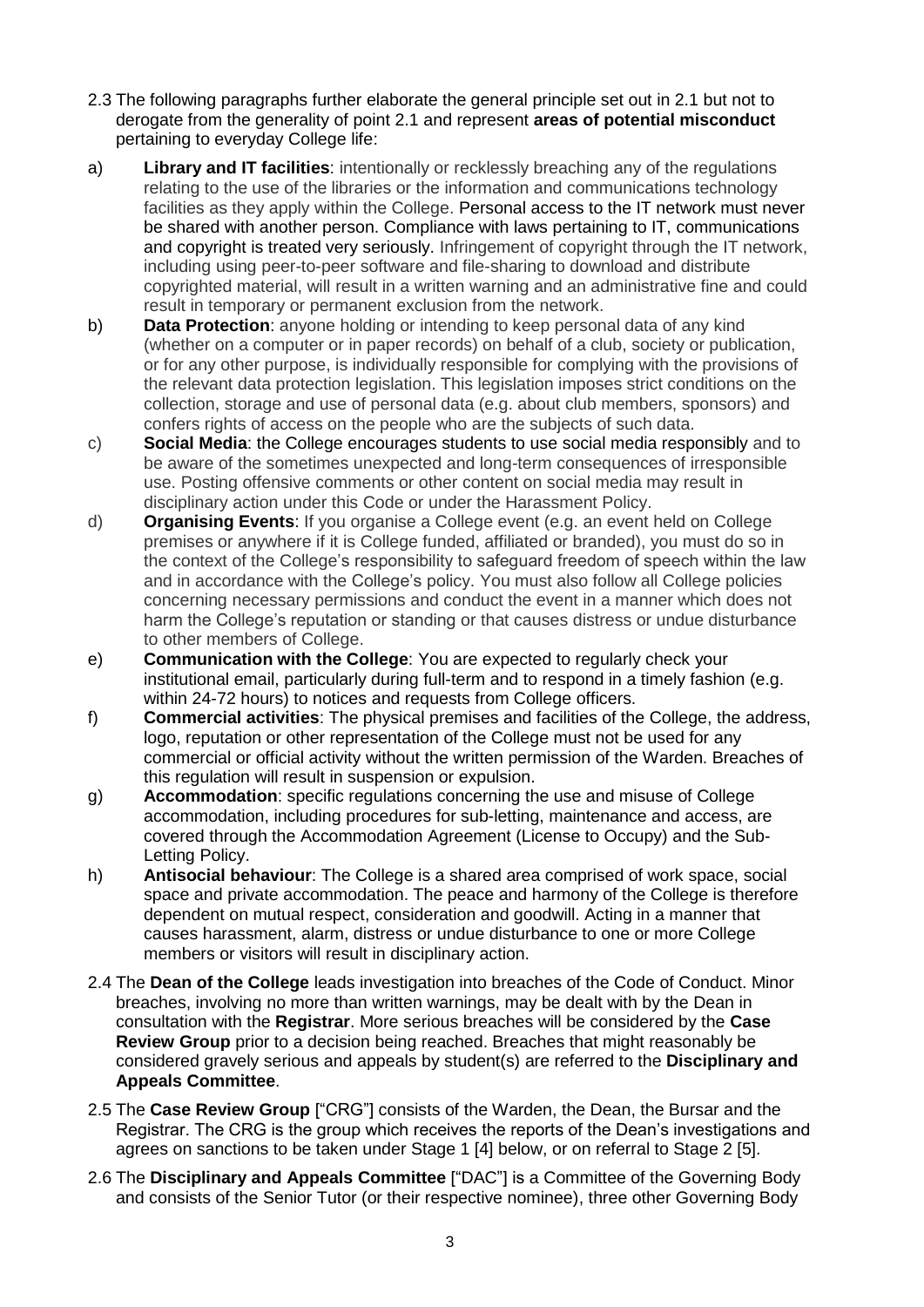2.3 The following paragraphs further elaborate the general principle set out in 2.1 but not to derogate from the generality of point 2.1 and represent **areas of potential misconduct** pertaining to everyday College life:

a) **Library and IT facilities**: intentionally or recklessly breaching any of the regulations relating to the use of the libraries or the information and communications technology facilities as they apply within the College. Personal access to the IT network must never be shared with another person. Compliance with laws pertaining to IT, communications and copyright is treated very seriously. Infringement of copyright through the IT network, including using peer-to-peer software and file-sharing to download and distribute copyrighted material, will result in a written warning and an administrative fine and could result in temporary or permanent exclusion from the network.

b) **Data Protection**: anyone holding or intending to keep personal data of any kind (whether on a computer or in paper records) on behalf of a club, society or publication, or for any other purpose, is individually responsible for complying with the provisions of the relevant data protection legislation. This legislation imposes strict conditions on the collection, storage and use of personal data (e.g. about club members, sponsors) and confers rights of access on the people who are the subjects of such data.

c) **Social Media**: the College encourages students to use social media responsibly and to be aware of the sometimes unexpected and long-term consequences of irresponsible use. Posting offensive comments or other content on social media may result in disciplinary action under this Code or under the Harassment Policy.

d) **Organising Events**: If you organise a College event (e.g. an event held on College premises or anywhere if it is College funded, affiliated or branded), you must do so in the context of the College's responsibility to safeguard freedom of speech within the law and in accordance with the College's policy. You must also follow all College policies concerning necessary permissions and conduct the event in a manner which does not harm the College's reputation or standing or that causes distress or undue disturbance to other members of College.

e) **Communication with the College**: You are expected to regularly check your institutional email, particularly during full-term and to respond in a timely fashion (e.g. within 24-72 hours) to notices and requests from College officers.

f) **Commercial activities**: The physical premises and facilities of the College, the address, logo, reputation or other representation of the College must not be used for any commercial or official activity without the written permission of the Warden. Breaches of this regulation will result in suspension or expulsion.

g) **Accommodation**: specific regulations concerning the use and misuse of College accommodation, including procedures for sub-letting, maintenance and access, are covered through the Accommodation Agreement (License to Occupy) and the Sub-Letting Policy.

h) **Antisocial behaviour**: The College is a shared area comprised of work space, social space and private accommodation. The peace and harmony of the College is therefore dependent on mutual respect, consideration and goodwill. Acting in a manner that causes harassment, alarm, distress or undue disturbance to one or more College members or visitors will result in disciplinary action.

2.4 The **Dean of the College** leads investigation into breaches of the Code of Conduct. Minor breaches, involving no more than written warnings, may be dealt with by the Dean in consultation with the **Registrar**. More serious breaches will be considered by the **Case Review Group** prior to a decision being reached. Breaches that might reasonably be considered gravely serious and appeals by student(s) are referred to the **Disciplinary and Appeals Committee**.

2.5 The **Case Review Group** ["CRG"] consists of the Warden, the Dean, the Bursar and the Registrar. The CRG is the group which receives the reports of the Dean's investigations and agrees on sanctions to be taken under Stage 1 [4] below, or on referral to Stage 2 [5].

2.6 The **Disciplinary and Appeals Committee** ["DAC"] is a Committee of the Governing Body and consists of the Senior Tutor (or their respective nominee), three other Governing Body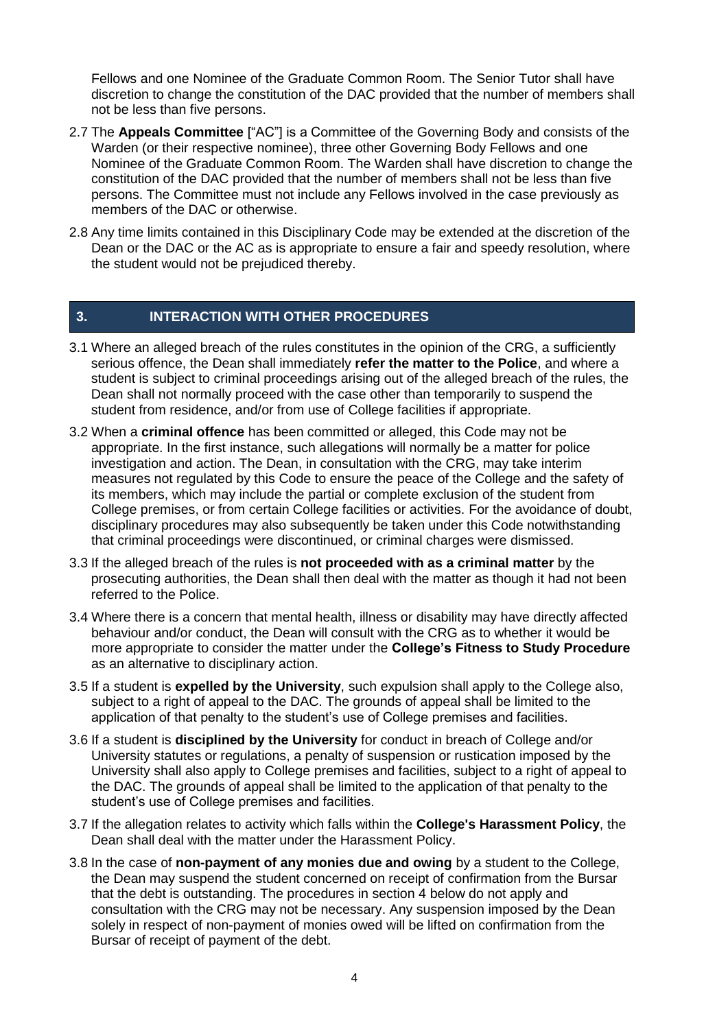Fellows and one Nominee of the Graduate Common Room. The Senior Tutor shall have discretion to change the constitution of the DAC provided that the number of members shall not be less than five persons.

2.7 The **Appeals Committee** ["AC"] is a Committee of the Governing Body and consists of the Warden (or their respective nominee), three other Governing Body Fellows and one Nominee of the Graduate Common Room. The Warden shall have discretion to change the constitution of the DAC provided that the number of members shall not be less than five persons. The Committee must not include any Fellows involved in the case previously as members of the DAC or otherwise.

2.8 Any time limits contained in this Disciplinary Code may be extended at the discretion of the Dean or the DAC or the AC as is appropriate to ensure a fair and speedy resolution, where the student would not be prejudiced thereby.

## 3. INTERACTION WITH OTHER PROCEDURES

3.1 Where an alleged breach of the rules constitutes in the opinion of the CRG, a sufficiently serious offence, the Dean shall immediately **refer the matter to the Police**, and where a student is subject to criminal proceedings arising out of the alleged breach of the rules, the Dean shall not normally proceed with the case other than temporarily to suspend the student from residence, and/or from use of College facilities if appropriate.

3.2 When a **criminal offence** has been committed or alleged, this Code may not be appropriate. In the first instance, such allegations will normally be a matter for police investigation and action. The Dean, in consultation with the CRG, may take interim measures not regulated by this Code to ensure the peace of the College and the safety of its members, which may include the partial or complete exclusion of the student from College premises, or from certain College facilities or activities. For the avoidance of doubt, disciplinary procedures may also subsequently be taken under this Code notwithstanding that criminal proceedings were discontinued, or criminal charges were dismissed.

3.3 If the alleged breach of the rules is **not proceeded with as a criminal matter** by the prosecuting authorities, the Dean shall then deal with the matter as though it had not been referred to the Police.

3.4 Where there is a concern that mental health, illness or disability may have directly affected behaviour and/or conduct, the Dean will consult with the CRG as to whether it would be more appropriate to consider the matter under the **College's Fitness to Study Procedure** as an alternative to disciplinary action.

3.5 If a student is **expelled by the University**, such expulsion shall apply to the College also, subject to a right of appeal to the DAC. The grounds of appeal shall be limited to the application of that penalty to the student's use of College premises and facilities.

3.6 If a student is **disciplined by the University** for conduct in breach of College and/or University statutes or regulations, a penalty of suspension or rustication imposed by the University shall also apply to College premises and facilities, subject to a right of appeal to the DAC. The grounds of appeal shall be limited to the application of that penalty to the student's use of College premises and facilities.

3.7 If the allegation relates to activity which falls within the **College's Harassment Policy**, the Dean shall deal with the matter under the Harassment Policy.

3.8 In the case of **non-payment of any monies due and owing** by a student to the College, the Dean may suspend the student concerned on receipt of confirmation from the Bursar that the debt is outstanding. The procedures in section 4 below do not apply and consultation with the CRG may not be necessary. Any suspension imposed by the Dean solely in respect of non-payment of monies owed will be lifted on confirmation from the Bursar of receipt of payment of the debt.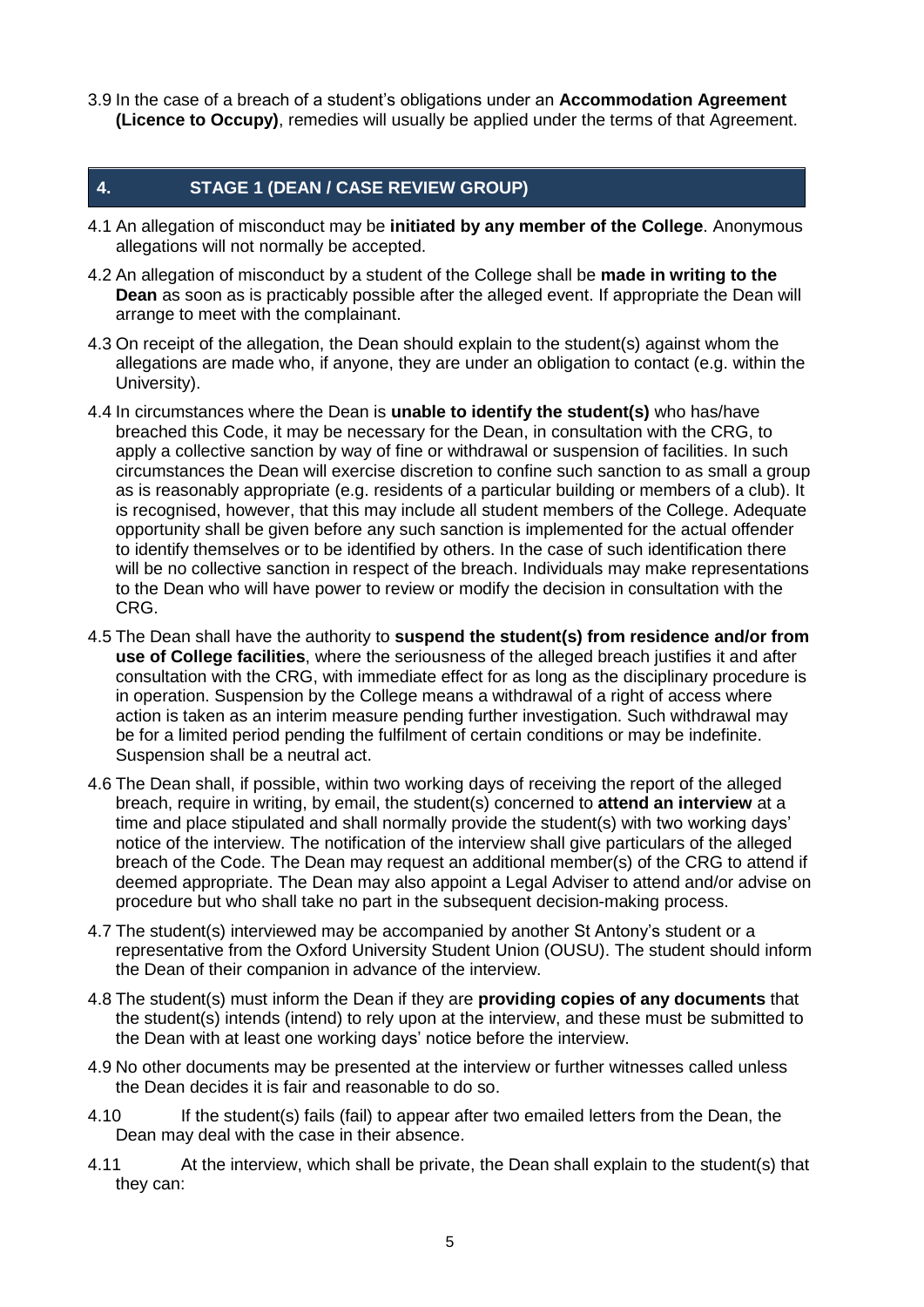3.9 In the case of a breach of a student's obligations under an **Accommodation Agreement (Licence to Occupy)**, remedies will usually be applied under the terms of that Agreement.

## 4. STAGE 1 (DEAN / CASE REVIEW GROUP)

4.1 An allegation of misconduct may be **initiated by any member of the College**. Anonymous allegations will not normally be accepted.

4.2 An allegation of misconduct by a student of the College shall be **made in writing to the Dean** as soon as is practicably possible after the alleged event. If appropriate the Dean will arrange to meet with the complainant.

4.3 On receipt of the allegation, the Dean should explain to the student(s) against whom the allegations are made who, if anyone, they are under an obligation to contact (e.g. within the University).

4.4 In circumstances where the Dean is **unable to identify the student(s)** who has/have breached this Code, it may be necessary for the Dean, in consultation with the CRG, to apply a collective sanction by way of fine or withdrawal or suspension of facilities. In such circumstances the Dean will exercise discretion to confine such sanction to as small a group as is reasonably appropriate (e.g. residents of a particular building or members of a club). It is recognised, however, that this may include all student members of the College. Adequate opportunity shall be given before any such sanction is implemented for the actual offender to identify themselves or to be identified by others. In the case of such identification there will be no collective sanction in respect of the breach. Individuals may make representations to the Dean who will have power to review or modify the decision in consultation with the CRG.

4.5 The Dean shall have the authority to **suspend the student(s) from residence and/or from use of College facilities**, where the seriousness of the alleged breach justifies it and after consultation with the CRG, with immediate effect for as long as the disciplinary procedure is in operation. Suspension by the College means a withdrawal of a right of access where action is taken as an interim measure pending further investigation. Such withdrawal may be for a limited period pending the fulfilment of certain conditions or may be indefinite. Suspension shall be a neutral act.

4.6 The Dean shall, if possible, within two working days of receiving the report of the alleged breach, require in writing, by email, the student(s) concerned to **attend an interview** at a time and place stipulated and shall normally provide the student(s) with two working days' notice of the interview. The notification of the interview shall give particulars of the alleged breach of the Code. The Dean may request an additional member(s) of the CRG to attend if deemed appropriate. The Dean may also appoint a Legal Adviser to attend and/or advise on procedure but who shall take no part in the subsequent decision-making process.

4.7 The student(s) interviewed may be accompanied by another St Antony's student or a representative from the Oxford University Student Union (OUSU). The student should inform the Dean of their companion in advance of the interview.

4.8 The student(s) must inform the Dean if they are **providing copies of any documents** that the student(s) intends (intend) to rely upon at the interview, and these must be submitted to the Dean with at least one working days' notice before the interview.

4.9 No other documents may be presented at the interview or further witnesses called unless the Dean decides it is fair and reasonable to do so.

4.10 If the student(s) fails (fail) to appear after two emailed letters from the Dean, the Dean may deal with the case in their absence.

4.11 At the interview, which shall be private, the Dean shall explain to the student(s) that they can: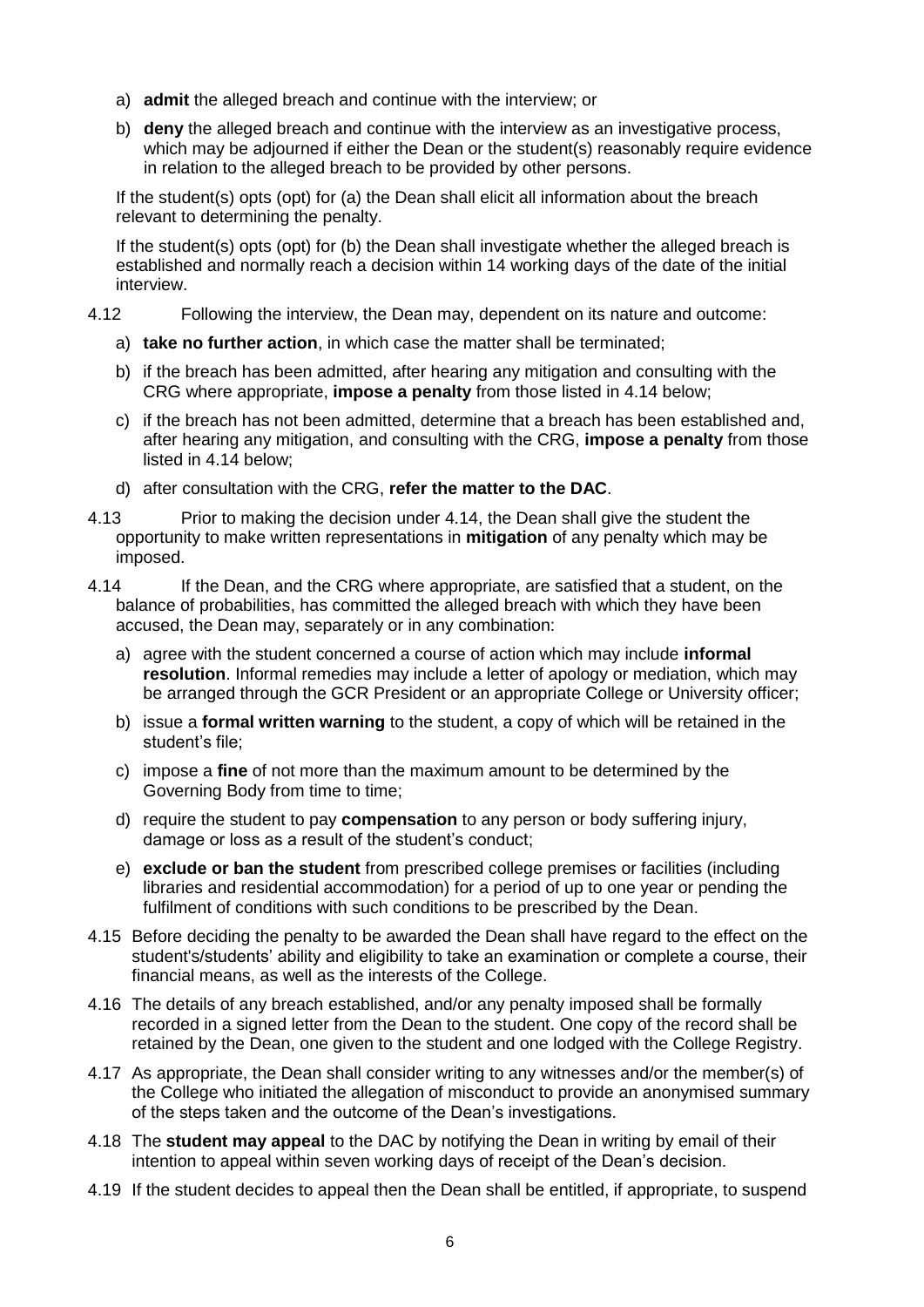a) **admit** the alleged breach and continue with the interview; or

b) **deny** the alleged breach and continue with the interview as an investigative process, which may be adjourned if either the Dean or the student(s) reasonably require evidence in relation to the alleged breach to be provided by other persons.

If the student(s) opts (opt) for (a) the Dean shall elicit all information about the breach relevant to determining the penalty.

If the student(s) opts (opt) for (b) the Dean shall investigate whether the alleged breach is established and normally reach a decision within 14 working days of the date of the initial interview.

4.12 Following the interview, the Dean may, dependent on its nature and outcome:

a) **take no further action**, in which case the matter shall be terminated;

b) if the breach has been admitted, after hearing any mitigation and consulting with the CRG where appropriate, **impose a penalty** from those listed in 4.14 below;

c) if the breach has not been admitted, determine that a breach has been established and, after hearing any mitigation, and consulting with the CRG, **impose a penalty** from those listed in 4.14 below;

d) after consultation with the CRG, **refer the matter to the DAC**.

4.13 Prior to making the decision under 4.14, the Dean shall give the student the opportunity to make written representations in **mitigation** of any penalty which may be imposed.

4.14 If the Dean, and the CRG where appropriate, are satisfied that a student, on the balance of probabilities, has committed the alleged breach with which they have been accused, the Dean may, separately or in any combination:

a) agree with the student concerned a course of action which may include **informal resolution**. Informal remedies may include a letter of apology or mediation, which may be arranged through the GCR President or an appropriate College or University officer;

b) issue a **formal written warning** to the student, a copy of which will be retained in the student's file;

c) impose a **fine** of not more than the maximum amount to be determined by the Governing Body from time to time;

d) require the student to pay **compensation** to any person or body suffering injury, damage or loss as a result of the student's conduct;

e) **exclude or ban the student** from prescribed college premises or facilities (including libraries and residential accommodation) for a period of up to one year or pending the fulfilment of conditions with such conditions to be prescribed by the Dean.

4.15 Before deciding the penalty to be awarded the Dean shall have regard to the effect on the student's/students' ability and eligibility to take an examination or complete a course, their financial means, as well as the interests of the College.

4.16 The details of any breach established, and/or any penalty imposed shall be formally recorded in a signed letter from the Dean to the student. One copy of the record shall be retained by the Dean, one given to the student and one lodged with the College Registry.

4.17 As appropriate, the Dean shall consider writing to any witnesses and/or the member(s) of the College who initiated the allegation of misconduct to provide an anonymised summary of the steps taken and the outcome of the Dean's investigations.

4.18 The **student may appeal** to the DAC by notifying the Dean in writing by email of their intention to appeal within seven working days of receipt of the Dean's decision.

4.19 If the student decides to appeal then the Dean shall be entitled, if appropriate, to suspend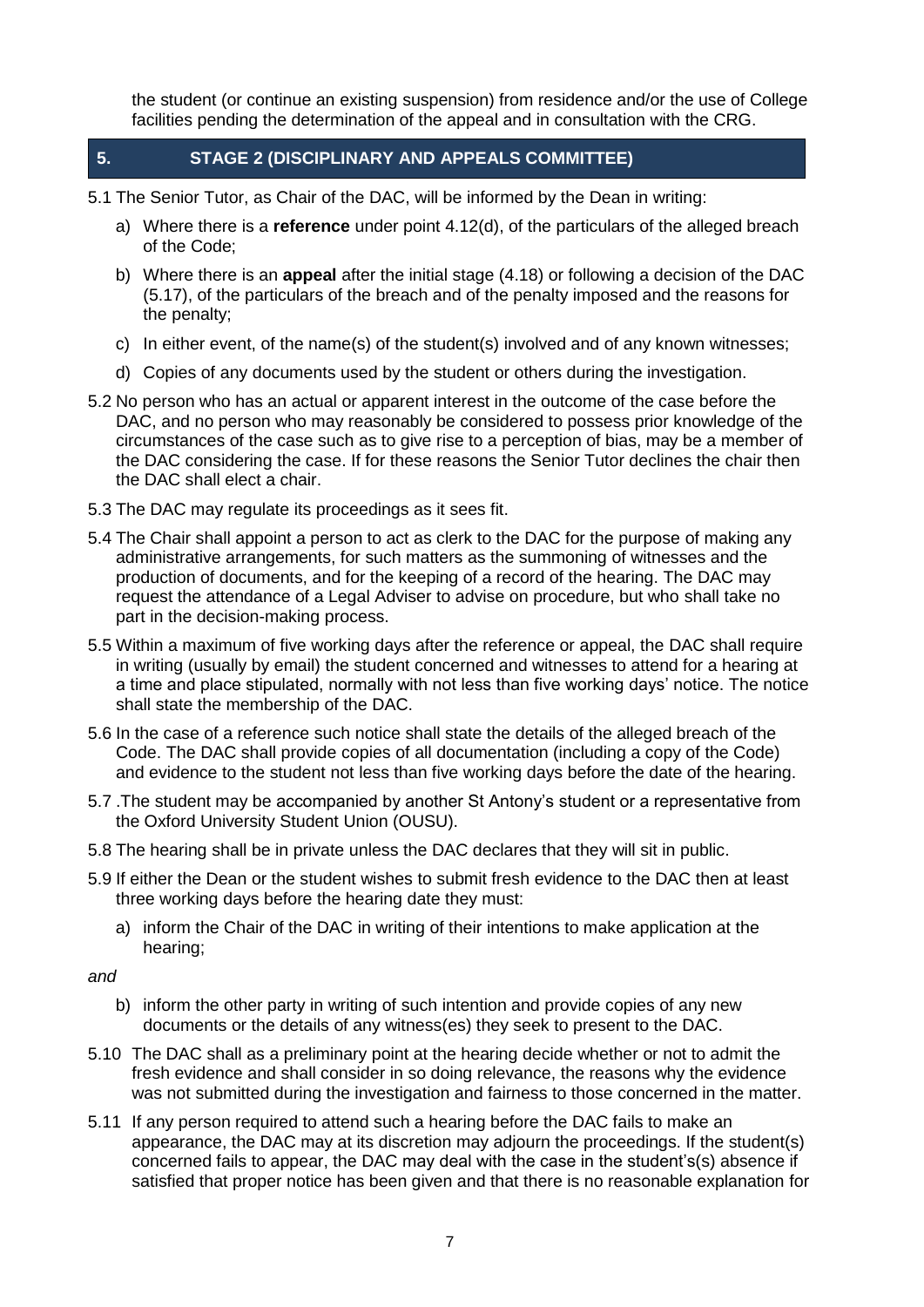the student (or continue an existing suspension) from residence and/or the use of College facilities pending the determination of the appeal and in consultation with the CRG.

## 5. STAGE 2 (DISCIPLINARY AND APPEALS COMMITTEE)

5.1 The Senior Tutor, as Chair of the DAC, will be informed by the Dean in writing:

a) Where there is a **reference** under point 4.12(d), of the particulars of the alleged breach of the Code;

b) Where there is an **appeal** after the initial stage (4.18) or following a decision of the DAC (5.17), of the particulars of the breach and of the penalty imposed and the reasons for the penalty;

c) In either event, of the name(s) of the student(s) involved and of any known witnesses;

d) Copies of any documents used by the student or others during the investigation.

5.2 No person who has an actual or apparent interest in the outcome of the case before the DAC, and no person who may reasonably be considered to possess prior knowledge of the circumstances of the case such as to give rise to a perception of bias, may be a member of the DAC considering the case. If for these reasons the Senior Tutor declines the chair then the DAC shall elect a chair.

5.3 The DAC may regulate its proceedings as it sees fit.

5.4 The Chair shall appoint a person to act as clerk to the DAC for the purpose of making any administrative arrangements, for such matters as the summoning of witnesses and the production of documents, and for the keeping of a record of the hearing. The DAC may request the attendance of a Legal Adviser to advise on procedure, but who shall take no part in the decision-making process.

5.5 Within a maximum of five working days after the reference or appeal, the DAC shall require in writing (usually by email) the student concerned and witnesses to attend for a hearing at a time and place stipulated, normally with not less than five working days' notice. The notice shall state the membership of the DAC.

5.6 In the case of a reference such notice shall state the details of the alleged breach of the Code. The DAC shall provide copies of all documentation (including a copy of the Code) and evidence to the student not less than five working days before the date of the hearing.

5.7 .The student may be accompanied by another St Antony's student or a representative from the Oxford University Student Union (OUSU).

5.8 The hearing shall be in private unless the DAC declares that they will sit in public.

5.9 If either the Dean or the student wishes to submit fresh evidence to the DAC then at least three working days before the hearing date they must:

a) inform the Chair of the DAC in writing of their intentions to make application at the hearing;

*and*

b) inform the other party in writing of such intention and provide copies of any new documents or the details of any witness(es) they seek to present to the DAC.

5.10 The DAC shall as a preliminary point at the hearing decide whether or not to admit the fresh evidence and shall consider in so doing relevance, the reasons why the evidence was not submitted during the investigation and fairness to those concerned in the matter.

5.11 If any person required to attend such a hearing before the DAC fails to make an appearance, the DAC may at its discretion may adjourn the proceedings. If the student(s) concerned fails to appear, the DAC may deal with the case in the student's(s) absence if satisfied that proper notice has been given and that there is no reasonable explanation for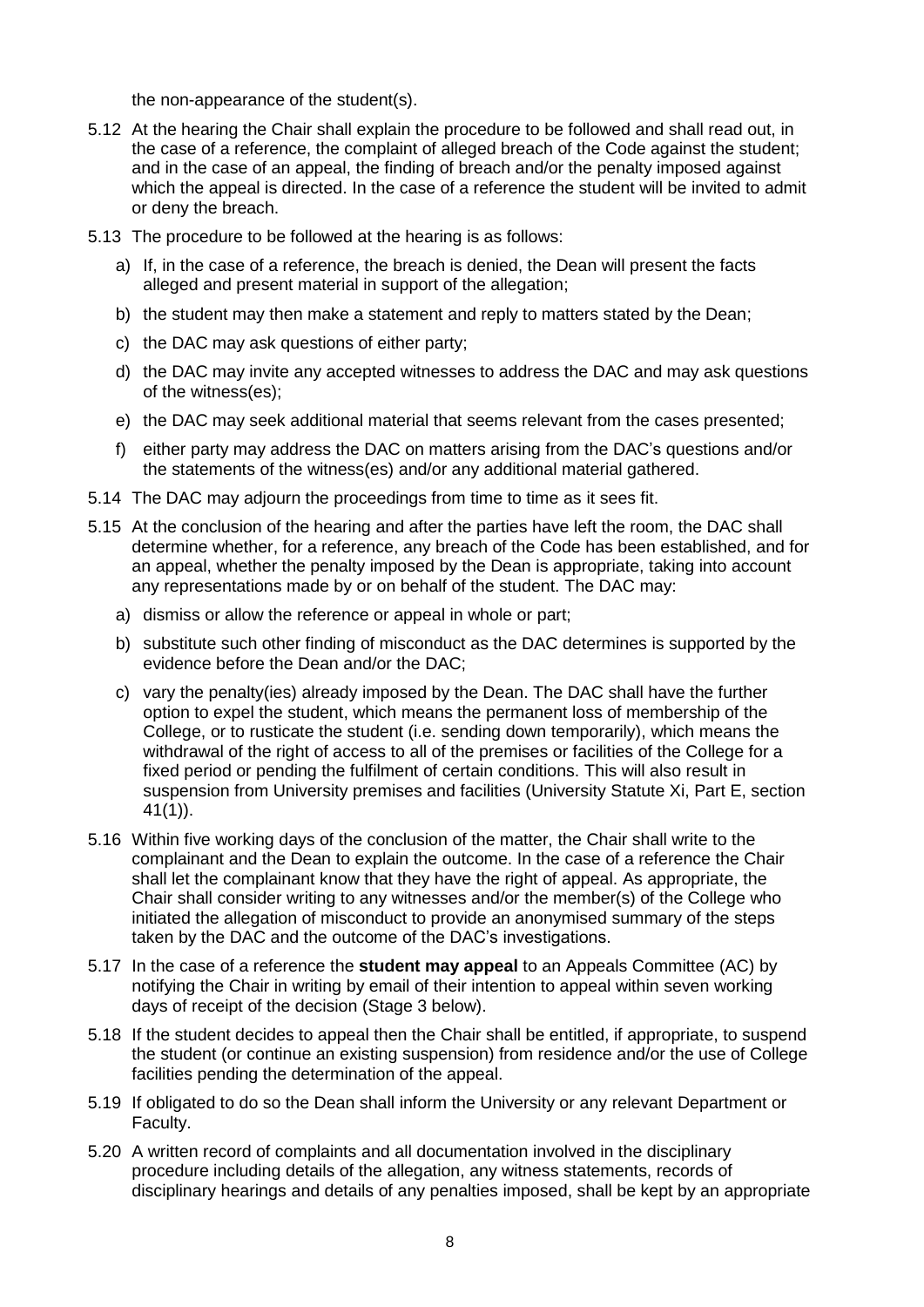the non-appearance of the student(s).

5.12 At the hearing the Chair shall explain the procedure to be followed and shall read out, in the case of a reference, the complaint of alleged breach of the Code against the student; and in the case of an appeal, the finding of breach and/or the penalty imposed against which the appeal is directed. In the case of a reference the student will be invited to admit or deny the breach.

5.13 The procedure to be followed at the hearing is as follows:

   a) If, in the case of a reference, the breach is denied, the Dean will present the facts alleged and present material in support of the allegation;

   b) the student may then make a statement and reply to matters stated by the Dean;

   c) the DAC may ask questions of either party;

   d) the DAC may invite any accepted witnesses to address the DAC and may ask questions of the witness(es);

   e) the DAC may seek additional material that seems relevant from the cases presented;

   f) either party may address the DAC on matters arising from the DAC's questions and/or the statements of the witness(es) and/or any additional material gathered.

5.14 The DAC may adjourn the proceedings from time to time as it sees fit.

5.15 At the conclusion of the hearing and after the parties have left the room, the DAC shall determine whether, for a reference, any breach of the Code has been established, and for an appeal, whether the penalty imposed by the Dean is appropriate, taking into account any representations made by or on behalf of the student. The DAC may:

   a) dismiss or allow the reference or appeal in whole or part;

   b) substitute such other finding of misconduct as the DAC determines is supported by the evidence before the Dean and/or the DAC;

   c) vary the penalty(ies) already imposed by the Dean. The DAC shall have the further option to expel the student, which means the permanent loss of membership of the College, or to rusticate the student (i.e. sending down temporarily), which means the withdrawal of the right of access to all of the premises or facilities of the College for a fixed period or pending the fulfilment of certain conditions. This will also result in suspension from University premises and facilities (University Statute Xi, Part E, section 41(1)).

5.16 Within five working days of the conclusion of the matter, the Chair shall write to the complainant and the Dean to explain the outcome. In the case of a reference the Chair shall let the complainant know that they have the right of appeal. As appropriate, the Chair shall consider writing to any witnesses and/or the member(s) of the College who initiated the allegation of misconduct to provide an anonymised summary of the steps taken by the DAC and the outcome of the DAC's investigations.

5.17 In the case of a reference the **student may appeal** to an Appeals Committee (AC) by notifying the Chair in writing by email of their intention to appeal within seven working days of receipt of the decision (Stage 3 below).

5.18 If the student decides to appeal then the Chair shall be entitled, if appropriate, to suspend the student (or continue an existing suspension) from residence and/or the use of College facilities pending the determination of the appeal.

5.19 If obligated to do so the Dean shall inform the University or any relevant Department or Faculty.

5.20 A written record of complaints and all documentation involved in the disciplinary procedure including details of the allegation, any witness statements, records of disciplinary hearings and details of any penalties imposed, shall be kept by an appropriate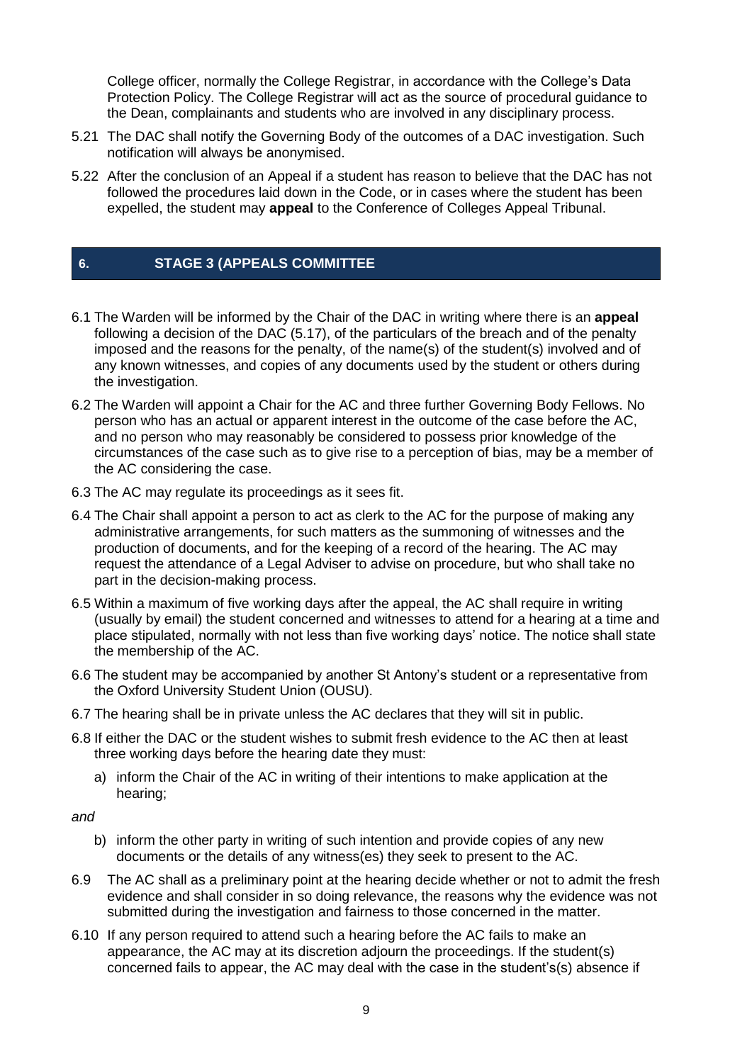College officer, normally the College Registrar, in accordance with the College's Data Protection Policy. The College Registrar will act as the source of procedural guidance to the Dean, complainants and students who are involved in any disciplinary process.

5.21 The DAC shall notify the Governing Body of the outcomes of a DAC investigation. Such notification will always be anonymised.

5.22 After the conclusion of an Appeal if a student has reason to believe that the DAC has not followed the procedures laid down in the Code, or in cases where the student has been expelled, the student may **appeal** to the Conference of Colleges Appeal Tribunal.

## 6. STAGE 3 (APPEALS COMMITTEE

6.1 The Warden will be informed by the Chair of the DAC in writing where there is an **appeal** following a decision of the DAC (5.17), of the particulars of the breach and of the penalty imposed and the reasons for the penalty, of the name(s) of the student(s) involved and of any known witnesses, and copies of any documents used by the student or others during the investigation.

6.2 The Warden will appoint a Chair for the AC and three further Governing Body Fellows. No person who has an actual or apparent interest in the outcome of the case before the AC, and no person who may reasonably be considered to possess prior knowledge of the circumstances of the case such as to give rise to a perception of bias, may be a member of the AC considering the case.

6.3 The AC may regulate its proceedings as it sees fit.

6.4 The Chair shall appoint a person to act as clerk to the AC for the purpose of making any administrative arrangements, for such matters as the summoning of witnesses and the production of documents, and for the keeping of a record of the hearing. The AC may request the attendance of a Legal Adviser to advise on procedure, but who shall take no part in the decision-making process.

6.5 Within a maximum of five working days after the appeal, the AC shall require in writing (usually by email) the student concerned and witnesses to attend for a hearing at a time and place stipulated, normally with not less than five working days' notice. The notice shall state the membership of the AC.

6.6 The student may be accompanied by another St Antony's student or a representative from the Oxford University Student Union (OUSU).

6.7 The hearing shall be in private unless the AC declares that they will sit in public.

6.8 If either the DAC or the student wishes to submit fresh evidence to the AC then at least three working days before the hearing date they must:

a) inform the Chair of the AC in writing of their intentions to make application at the hearing;

*and*

b) inform the other party in writing of such intention and provide copies of any new documents or the details of any witness(es) they seek to present to the AC.

6.9 The AC shall as a preliminary point at the hearing decide whether or not to admit the fresh evidence and shall consider in so doing relevance, the reasons why the evidence was not submitted during the investigation and fairness to those concerned in the matter.

6.10 If any person required to attend such a hearing before the AC fails to make an appearance, the AC may at its discretion adjourn the proceedings. If the student(s) concerned fails to appear, the AC may deal with the case in the student's(s) absence if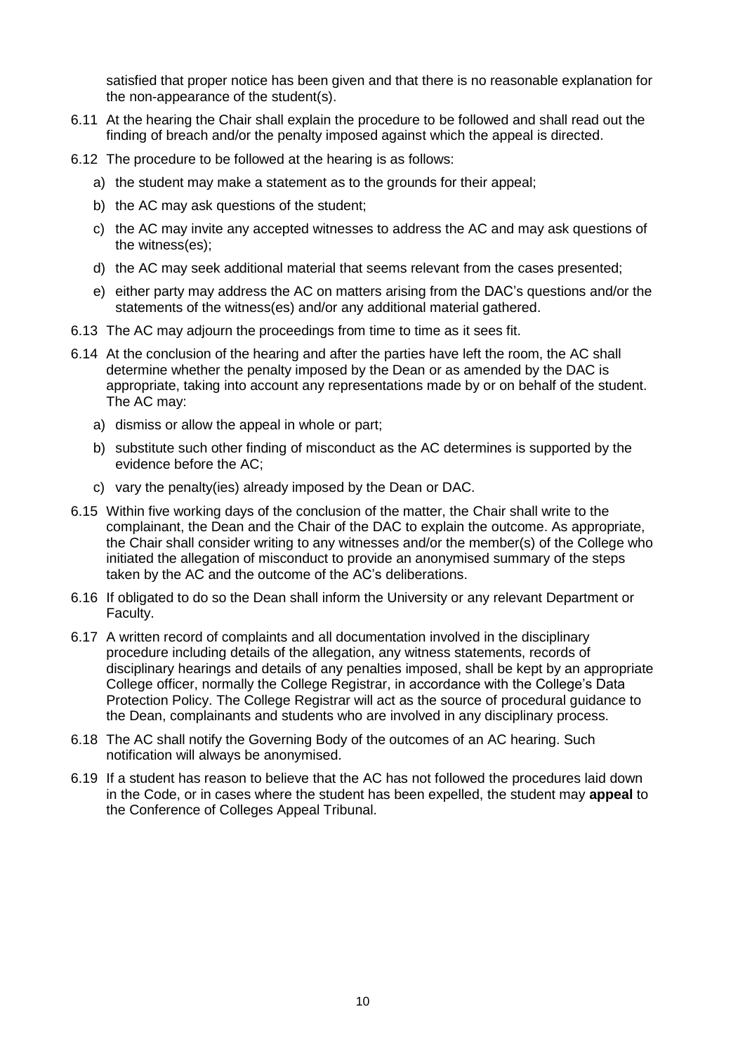satisfied that proper notice has been given and that there is no reasonable explanation for the non-appearance of the student(s).

6.11 At the hearing the Chair shall explain the procedure to be followed and shall read out the finding of breach and/or the penalty imposed against which the appeal is directed.

6.12 The procedure to be followed at the hearing is as follows:

a) the student may make a statement as to the grounds for their appeal;

b) the AC may ask questions of the student;

c) the AC may invite any accepted witnesses to address the AC and may ask questions of the witness(es);

d) the AC may seek additional material that seems relevant from the cases presented;

e) either party may address the AC on matters arising from the DAC's questions and/or the statements of the witness(es) and/or any additional material gathered.

6.13 The AC may adjourn the proceedings from time to time as it sees fit.

6.14 At the conclusion of the hearing and after the parties have left the room, the AC shall determine whether the penalty imposed by the Dean or as amended by the DAC is appropriate, taking into account any representations made by or on behalf of the student. The AC may:

a) dismiss or allow the appeal in whole or part;

b) substitute such other finding of misconduct as the AC determines is supported by the evidence before the AC;

c) vary the penalty(ies) already imposed by the Dean or DAC.

6.15 Within five working days of the conclusion of the matter, the Chair shall write to the complainant, the Dean and the Chair of the DAC to explain the outcome. As appropriate, the Chair shall consider writing to any witnesses and/or the member(s) of the College who initiated the allegation of misconduct to provide an anonymised summary of the steps taken by the AC and the outcome of the AC's deliberations.

6.16 If obligated to do so the Dean shall inform the University or any relevant Department or Faculty.

6.17 A written record of complaints and all documentation involved in the disciplinary procedure including details of the allegation, any witness statements, records of disciplinary hearings and details of any penalties imposed, shall be kept by an appropriate College officer, normally the College Registrar, in accordance with the College's Data Protection Policy. The College Registrar will act as the source of procedural guidance to the Dean, complainants and students who are involved in any disciplinary process.

6.18 The AC shall notify the Governing Body of the outcomes of an AC hearing. Such notification will always be anonymised.

6.19 If a student has reason to believe that the AC has not followed the procedures laid down in the Code, or in cases where the student has been expelled, the student may **appeal** to the Conference of Colleges Appeal Tribunal.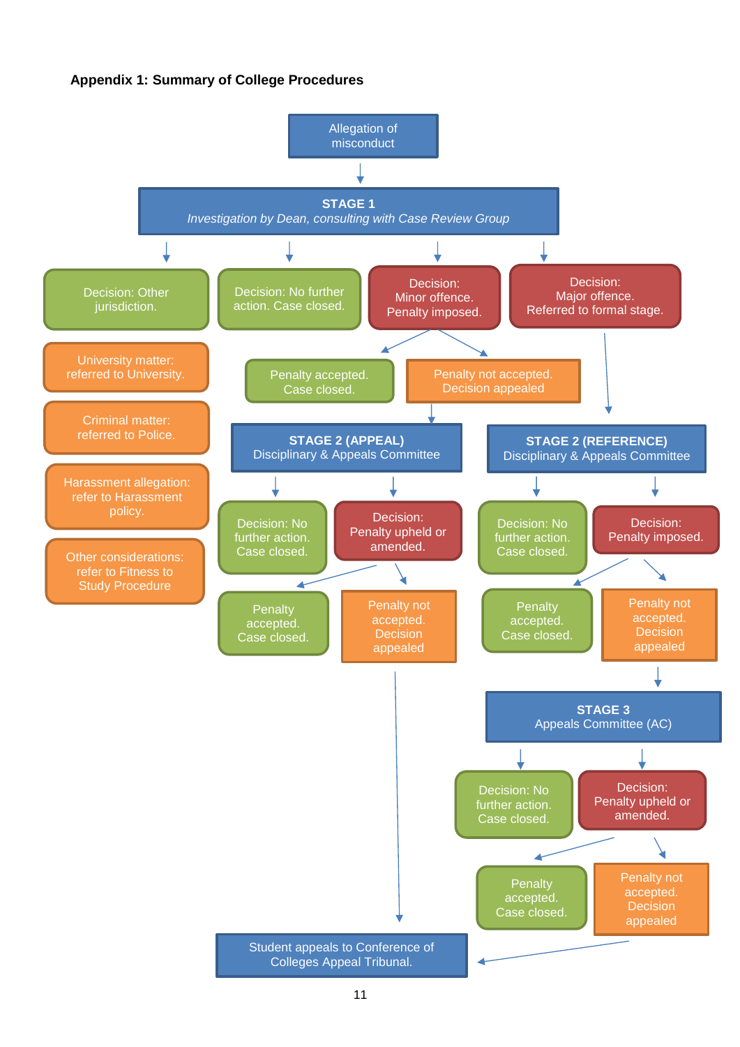**Appendix 1: Summary of College Procedures**

Allegation of misconduct

**STAGE 1**
*Investigation by Dean, consulting with Case Review Group*

Decision: Other jurisdiction.

University matter: referred to University.

Criminal matter: referred to Police.

Harassment allegation: refer to Harassment policy.

Other considerations: refer to Fitness to Study Procedure

Decision: No further action. Case closed.

Decision: Minor offence. Penalty imposed.

Penalty accepted. Case closed.

Penalty not accepted. Decision appealed

Decision: Major offence. Referred to formal stage.

**STAGE 2 (APPEAL)**
Disciplinary & Appeals Committee

Decision: No further action. Case closed.

Decision: Penalty upheld or amended.

Penalty accepted. Case closed.

Penalty not accepted. Decision appealed

**STAGE 2 (REFERENCE)**
Disciplinary & Appeals Committee

Decision: No further action. Case closed.

Decision: Penalty imposed.

Penalty accepted. Case closed.

Penalty not accepted. Decision appealed

**STAGE 3**
Appeals Committee (AC)

Decision: No further action. Case closed.

Decision: Penalty upheld or amended.

Penalty accepted. Case closed.

Penalty not accepted. Decision appealed

Student appeals to Conference of Colleges Appeal Tribunal.